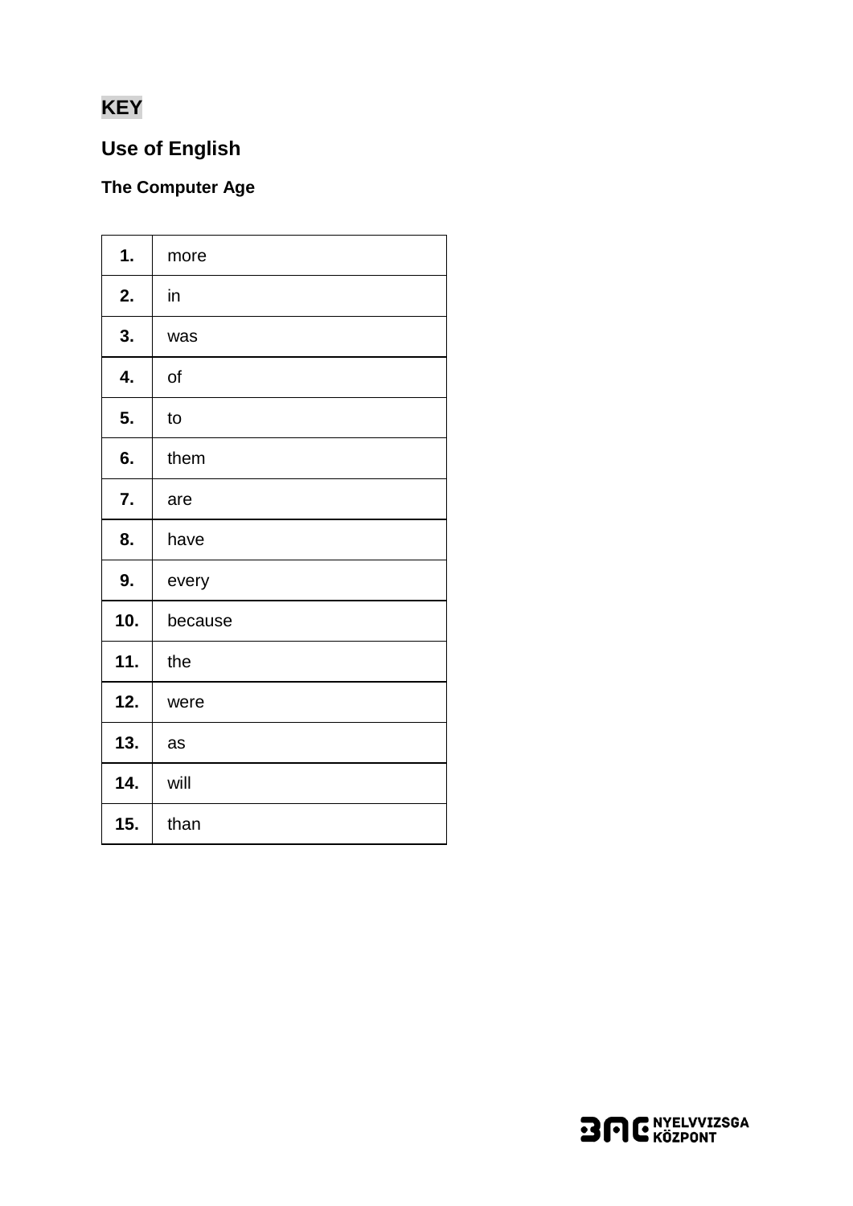**KEY**

## Use of English

### The Computer Age

| | |
|---|---|
| **1.** | more |
| **2.** | in |
| **3.** | was |
| **4.** | of |
| **5.** | to |
| **6.** | them |
| **7.** | are |
| **8.** | have |
| **9.** | every |
| **10.** | because |
| **11.** | the |
| **12.** | were |
| **13.** | as |
| **14.** | will |
| **15.** | than |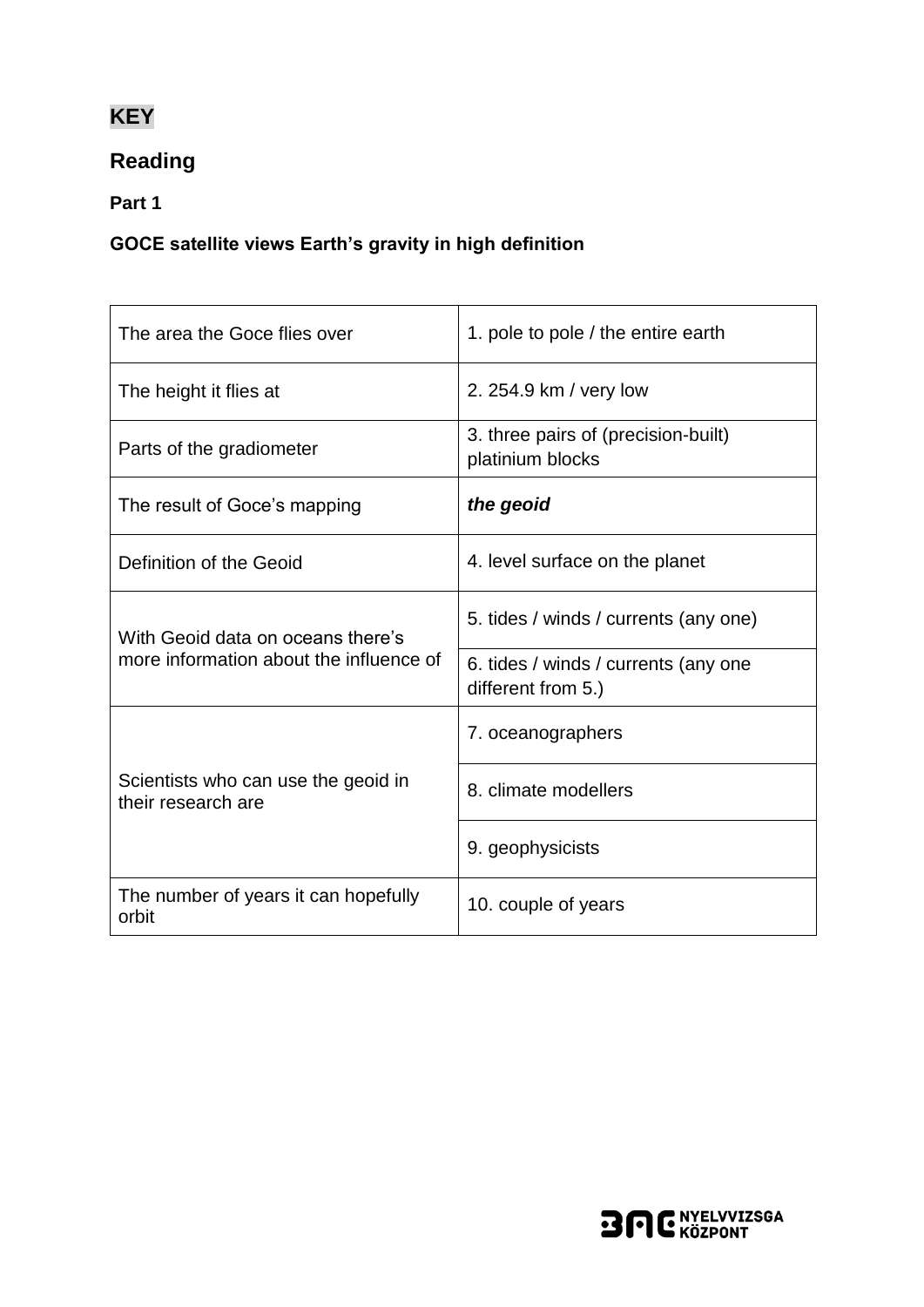## KEY

## Reading

### Part 1

**GOCE satellite views Earth's gravity in high definition**

| | |
|---|---|
| The area the Goce flies over | 1. pole to pole / the entire earth |
| The height it flies at | 2. 254.9 km / very low |
| Parts of the gradiometer | 3. three pairs of (precision-built) platinium blocks |
| The result of Goce's mapping | ***the geoid*** |
| Definition of the Geoid | 4. level surface on the planet |
| With Geoid data on oceans there's more information about the influence of | 5. tides / winds / currents (any one) |
| | 6. tides / winds / currents (any one different from 5.) |
| Scientists who can use the geoid in their research are | 7. oceanographers |
| | 8. climate modellers |
| | 9. geophysicists |
| The number of years it can hopefully orbit | 10. couple of years |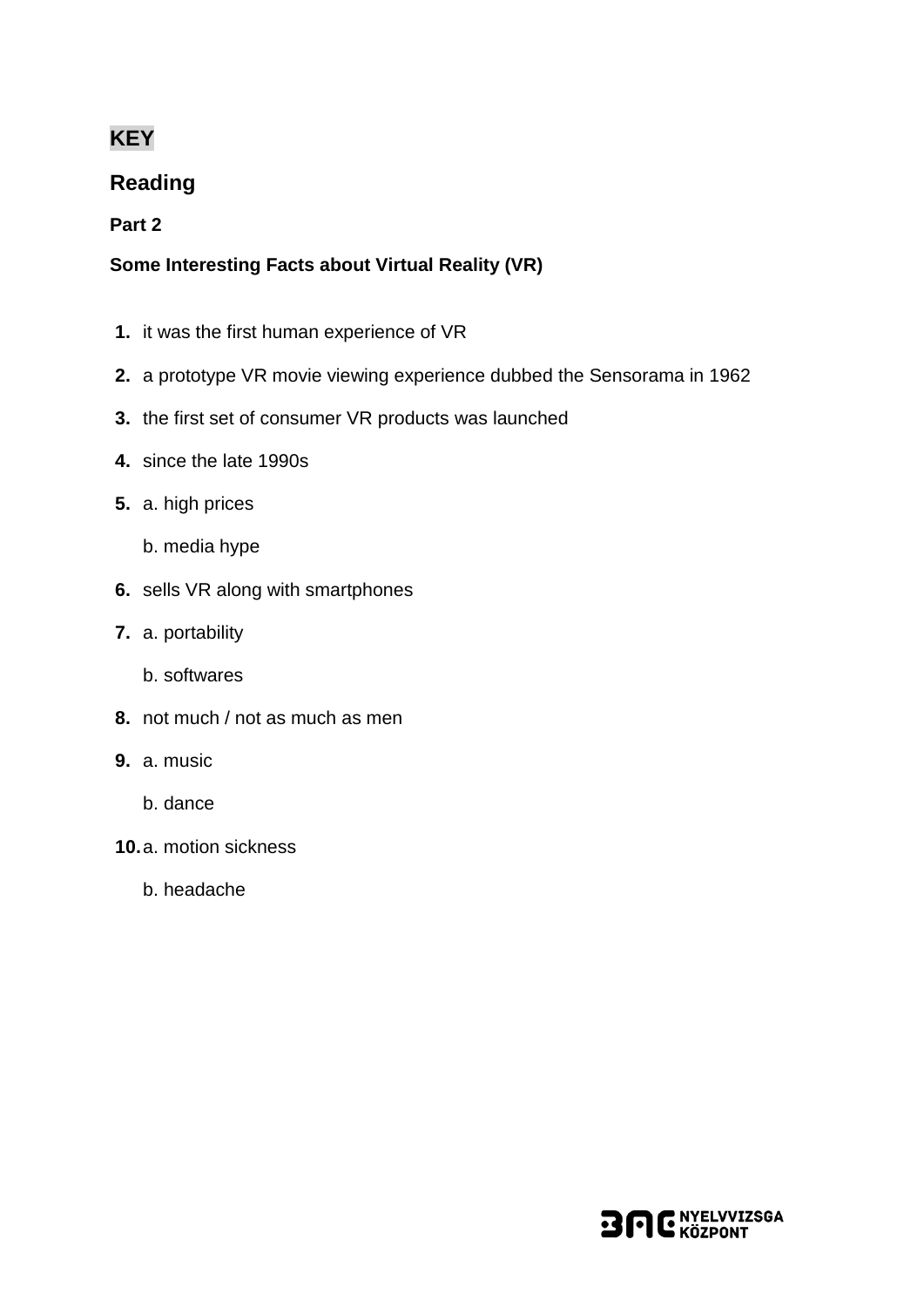**KEY**

## Reading

### Part 2

**Some Interesting Facts about Virtual Reality (VR)**

1. it was the first human experience of VR
2. a prototype VR movie viewing experience dubbed the Sensorama in 1962
3. the first set of consumer VR products was launched
4. since the late 1990s
5. a. high prices

   b. media hype
6. sells VR along with smartphones
7. a. portability

   b. softwares
8. not much / not as much as men
9. a. music

   b. dance
10. a. motion sickness

    b. headache